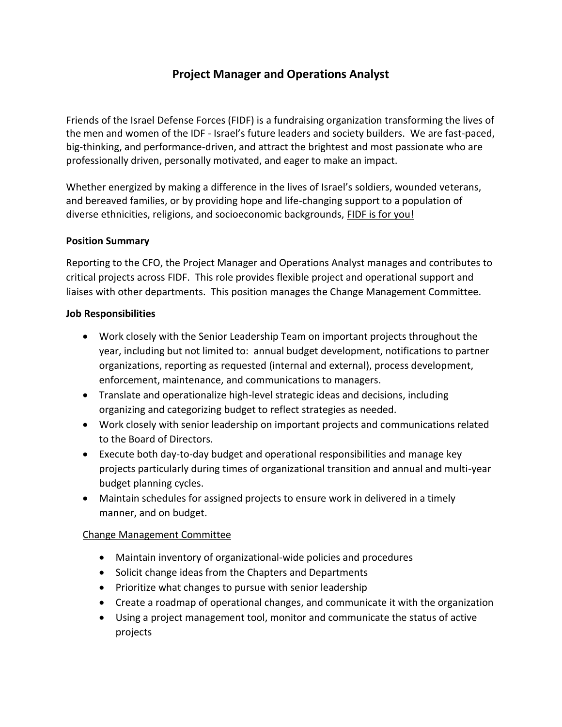# Project Manager and Operations Analyst

Friends of the Israel Defense Forces (FIDF) is a fundraising organization transforming the lives of the men and women of the IDF - Israel's future leaders and society builders. We are fast-paced, big-thinking, and performance-driven, and attract the brightest and most passionate who are professionally driven, personally motivated, and eager to make an impact.

Whether energized by making a difference in the lives of Israel's soldiers, wounded veterans, and bereaved families, or by providing hope and life-changing support to a population of diverse ethnicities, religions, and socioeconomic backgrounds, <u>FIDF is for you!</u>

**Position Summary**

Reporting to the CFO, the Project Manager and Operations Analyst manages and contributes to critical projects across FIDF. This role provides flexible project and operational support and liaises with other departments. This position manages the Change Management Committee.

**Job Responsibilities**

- Work closely with the Senior Leadership Team on important projects throughout the year, including but not limited to: annual budget development, notifications to partner organizations, reporting as requested (internal and external), process development, enforcement, maintenance, and communications to managers.
- Translate and operationalize high-level strategic ideas and decisions, including organizing and categorizing budget to reflect strategies as needed.
- Work closely with senior leadership on important projects and communications related to the Board of Directors.
- Execute both day-to-day budget and operational responsibilities and manage key projects particularly during times of organizational transition and annual and multi-year budget planning cycles.
- Maintain schedules for assigned projects to ensure work in delivered in a timely manner, and on budget.

<u>Change Management Committee</u>

- Maintain inventory of organizational-wide policies and procedures
- Solicit change ideas from the Chapters and Departments
- Prioritize what changes to pursue with senior leadership
- Create a roadmap of operational changes, and communicate it with the organization
- Using a project management tool, monitor and communicate the status of active projects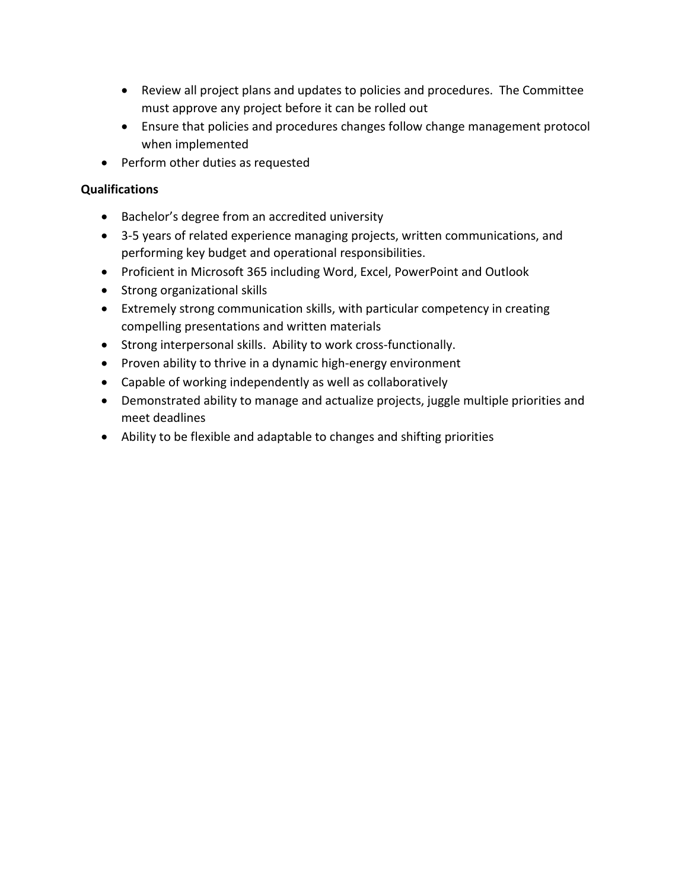- Review all project plans and updates to policies and procedures.  The Committee must approve any project before it can be rolled out
  - Ensure that policies and procedures changes follow change management protocol when implemented
- Perform other duties as requested

**Qualifications**

- Bachelor's degree from an accredited university
- 3-5 years of related experience managing projects, written communications, and performing key budget and operational responsibilities.
- Proficient in Microsoft 365 including Word, Excel, PowerPoint and Outlook
- Strong organizational skills
- Extremely strong communication skills, with particular competency in creating compelling presentations and written materials
- Strong interpersonal skills.  Ability to work cross-functionally.
- Proven ability to thrive in a dynamic high-energy environment
- Capable of working independently as well as collaboratively
- Demonstrated ability to manage and actualize projects, juggle multiple priorities and meet deadlines
- Ability to be flexible and adaptable to changes and shifting priorities